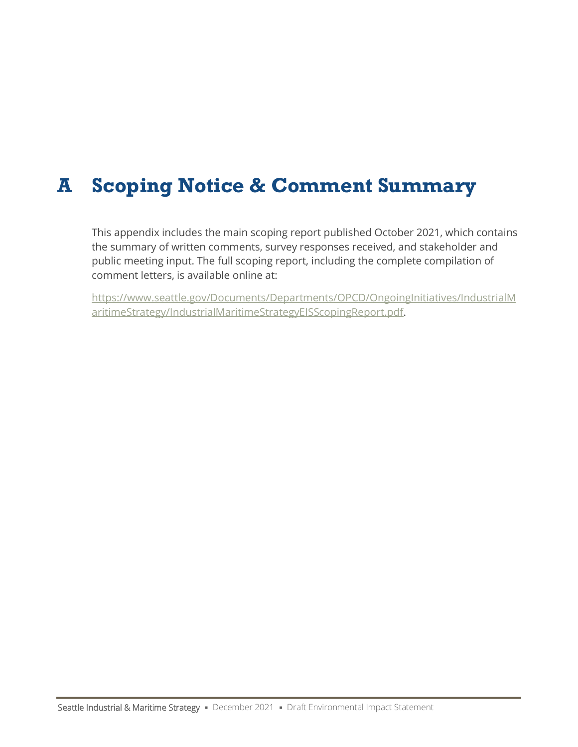# A Scoping Notice & Comment Summary

This appendix includes the main scoping report published October 2021, which contains the summary of written comments, survey responses received, and stakeholder and public meeting input. The full scoping report, including the complete compilation of comment letters, is available online at:

https://www.seattle.gov/Documents/Departments/OPCD/OngoingInitiatives/IndustrialMaritimeStrategy/IndustrialMaritimeStrategyEISScopingReport.pdf.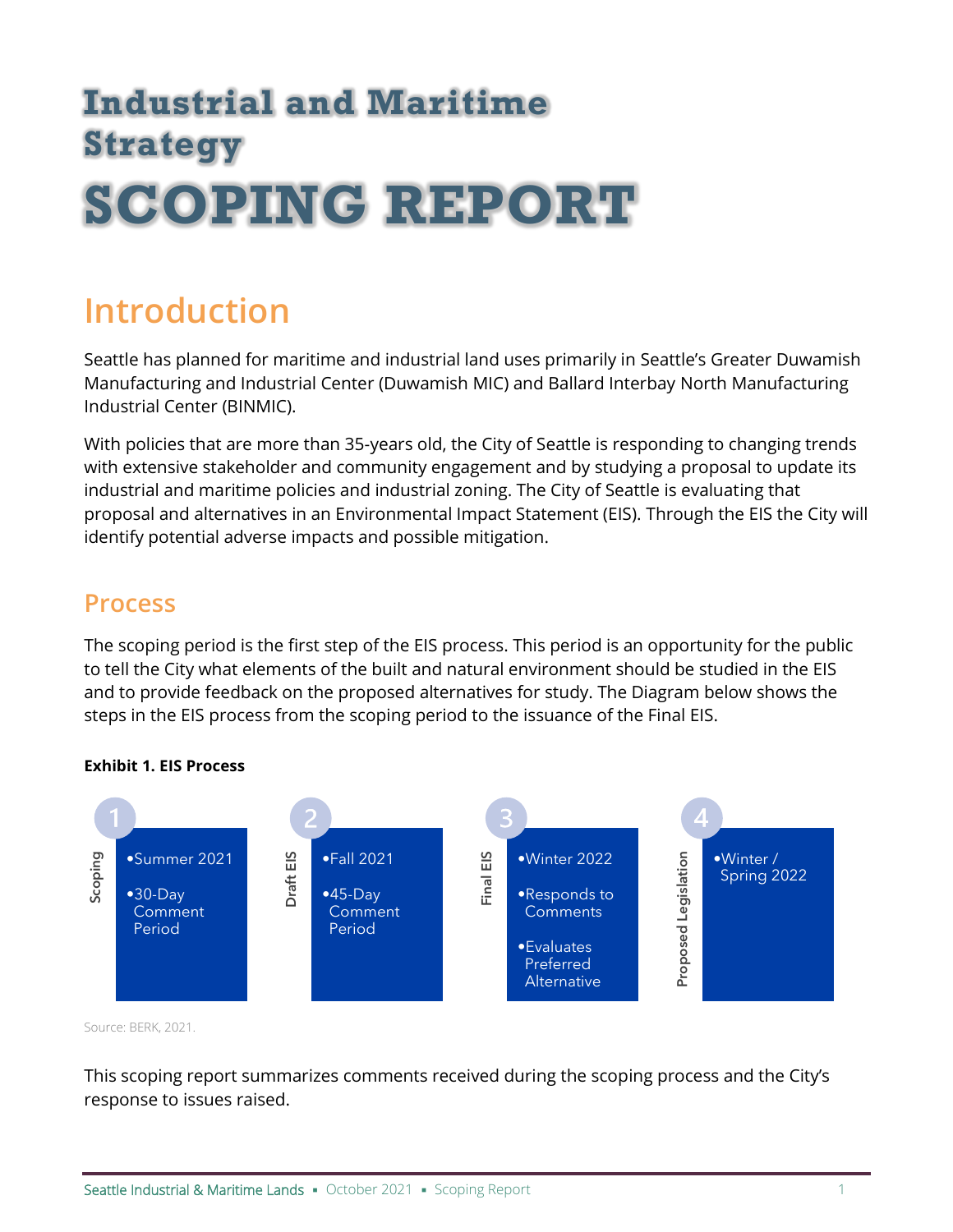# Industrial and Maritime Strategy

# SCOPING REPORT

## Introduction

Seattle has planned for maritime and industrial land uses primarily in Seattle's Greater Duwamish Manufacturing and Industrial Center (Duwamish MIC) and Ballard Interbay North Manufacturing Industrial Center (BINMIC).

With policies that are more than 35-years old, the City of Seattle is responding to changing trends with extensive stakeholder and community engagement and by studying a proposal to update its industrial and maritime policies and industrial zoning. The City of Seattle is evaluating that proposal and alternatives in an Environmental Impact Statement (EIS). Through the EIS the City will identify potential adverse impacts and possible mitigation.

### Process

The scoping period is the first step of the EIS process. This period is an opportunity for the public to tell the City what elements of the built and natural environment should be studied in the EIS and to provide feedback on the proposed alternatives for study. The Diagram below shows the steps in the EIS process from the scoping period to the issuance of the Final EIS.

**Exhibit 1. EIS Process**

1. **Scoping**
   - Summer 2021
   - 30-Day Comment Period
2. **Draft EIS**
   - Fall 2021
   - 45-Day Comment Period
3. **Final EIS**
   - Winter 2022
   - Responds to Comments
   - Evaluates Preferred Alternative
4. **Proposed Legislation**
   - Winter / Spring 2022

Source: BERK, 2021.

This scoping report summarizes comments received during the scoping process and the City's response to issues raised.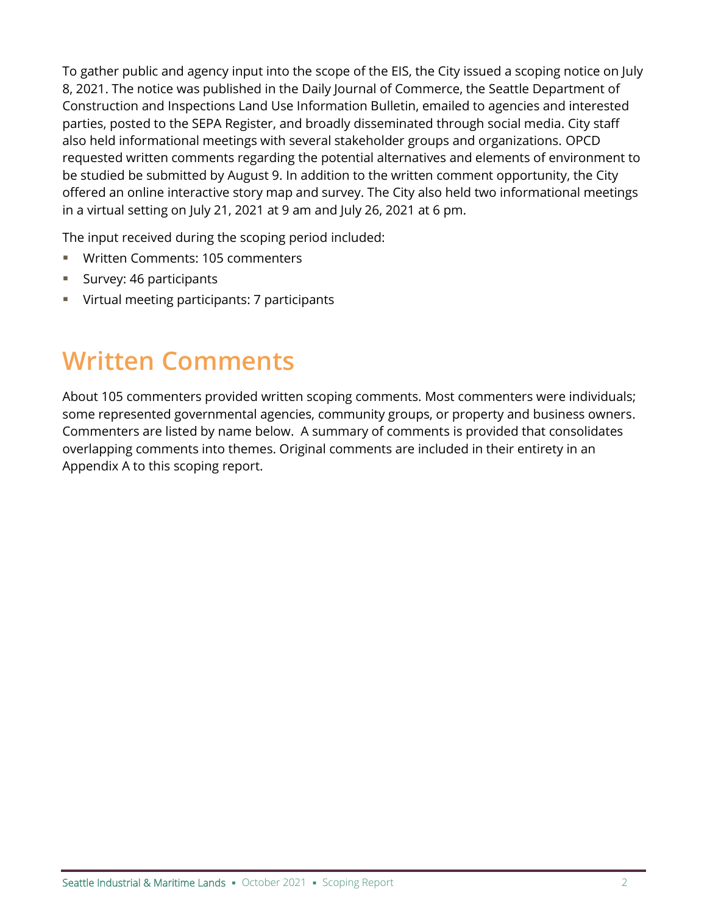To gather public and agency input into the scope of the EIS, the City issued a scoping notice on July 8, 2021. The notice was published in the Daily Journal of Commerce, the Seattle Department of Construction and Inspections Land Use Information Bulletin, emailed to agencies and interested parties, posted to the SEPA Register, and broadly disseminated through social media. City staff also held informational meetings with several stakeholder groups and organizations. OPCD requested written comments regarding the potential alternatives and elements of environment to be studied be submitted by August 9. In addition to the written comment opportunity, the City offered an online interactive story map and survey. The City also held two informational meetings in a virtual setting on July 21, 2021 at 9 am and July 26, 2021 at 6 pm.

The input received during the scoping period included:

- Written Comments: 105 commenters
- Survey: 46 participants
- Virtual meeting participants: 7 participants

# Written Comments

About 105 commenters provided written scoping comments. Most commenters were individuals; some represented governmental agencies, community groups, or property and business owners. Commenters are listed by name below. A summary of comments is provided that consolidates overlapping comments into themes. Original comments are included in their entirety in an Appendix A to this scoping report.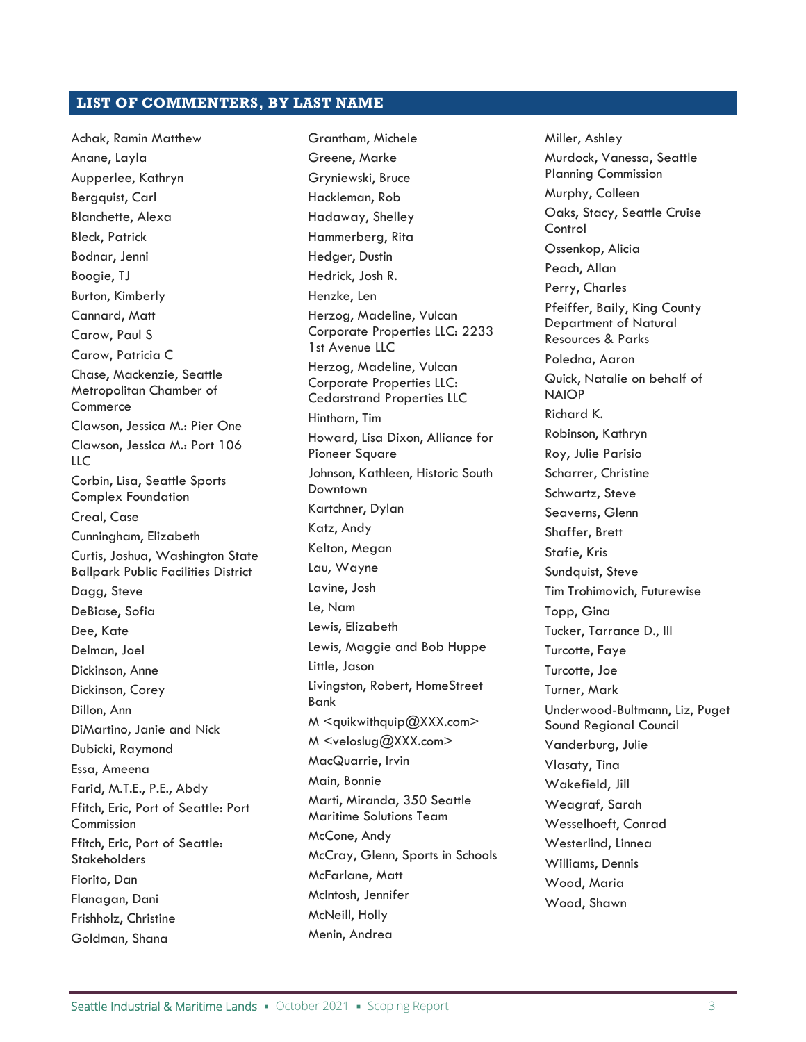## LIST OF COMMENTERS, BY LAST NAME

Achak, Ramin Matthew
Anane, Layla
Aupperlee, Kathryn
Bergquist, Carl
Blanchette, Alexa
Bleck, Patrick
Bodnar, Jenni
Boogie, TJ
Burton, Kimberly
Cannard, Matt
Carow, Paul S
Carow, Patricia C
Chase, Mackenzie, Seattle Metropolitan Chamber of Commerce
Clawson, Jessica M.: Pier One
Clawson, Jessica M.: Port 106 LLC
Corbin, Lisa, Seattle Sports Complex Foundation
Creal, Case
Cunningham, Elizabeth
Curtis, Joshua, Washington State Ballpark Public Facilities District
Dagg, Steve
DeBiase, Sofia
Dee, Kate
Delman, Joel
Dickinson, Anne
Dickinson, Corey
Dillon, Ann
DiMartino, Janie and Nick
Dubicki, Raymond
Essa, Ameena
Farid, M.T.E., P.E., Abdy
Ffitch, Eric, Port of Seattle: Port Commission
Ffitch, Eric, Port of Seattle: Stakeholders
Fiorito, Dan
Flanagan, Dani
Frishholz, Christine
Goldman, Shana
Grantham, Michele
Greene, Marke
Gryniewski, Bruce
Hackleman, Rob
Hadaway, Shelley
Hammerberg, Rita
Hedger, Dustin
Hedrick, Josh R.
Henzke, Len
Herzog, Madeline, Vulcan Corporate Properties LLC: 2233 1st Avenue LLC
Herzog, Madeline, Vulcan Corporate Properties LLC: Cedarstrand Properties LLC
Hinthorn, Tim
Howard, Lisa Dixon, Alliance for Pioneer Square
Johnson, Kathleen, Historic South Downtown
Kartchner, Dylan
Katz, Andy
Kelton, Megan
Lau, Wayne
Lavine, Josh
Le, Nam
Lewis, Elizabeth
Lewis, Maggie and Bob Huppe
Little, Jason
Livingston, Robert, HomeStreet Bank
M <quikwithquip@XXX.com>
M <veloslug@XXX.com>
MacQuarrie, Irvin
Main, Bonnie
Marti, Miranda, 350 Seattle Maritime Solutions Team
McCone, Andy
McCray, Glenn, Sports in Schools
McFarlane, Matt
McIntosh, Jennifer
McNeill, Holly
Menin, Andrea
Miller, Ashley
Murdock, Vanessa, Seattle Planning Commission
Murphy, Colleen
Oaks, Stacy, Seattle Cruise Control
Ossenkop, Alicia
Peach, Allan
Perry, Charles
Pfeiffer, Baily, King County Department of Natural Resources & Parks
Poledna, Aaron
Quick, Natalie on behalf of NAIOP
Richard K.
Robinson, Kathryn
Roy, Julie Parisio
Scharrer, Christine
Schwartz, Steve
Seaverns, Glenn
Shaffer, Brett
Stafie, Kris
Sundquist, Steve
Tim Trohimovich, Futurewise
Topp, Gina
Tucker, Tarrance D., III
Turcotte, Faye
Turcotte, Joe
Turner, Mark
Underwood-Bultmann, Liz, Puget Sound Regional Council
Vanderburg, Julie
Vlasaty, Tina
Wakefield, Jill
Weagraf, Sarah
Wesselhoeft, Conrad
Westerlind, Linnea
Williams, Dennis
Wood, Maria
Wood, Shawn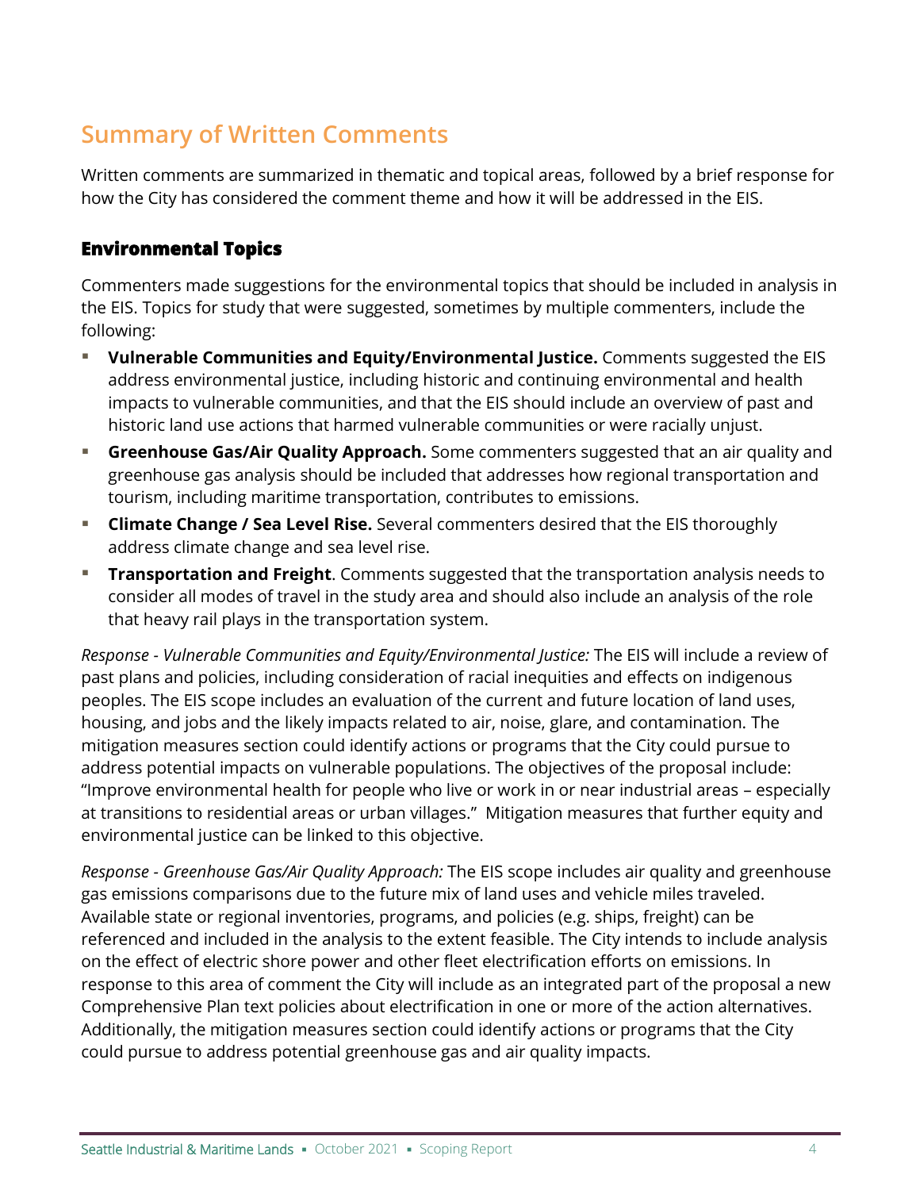## Summary of Written Comments

Written comments are summarized in thematic and topical areas, followed by a brief response for how the City has considered the comment theme and how it will be addressed in the EIS.

### Environmental Topics

Commenters made suggestions for the environmental topics that should be included in analysis in the EIS. Topics for study that were suggested, sometimes by multiple commenters, include the following:

- **Vulnerable Communities and Equity/Environmental Justice.** Comments suggested the EIS address environmental justice, including historic and continuing environmental and health impacts to vulnerable communities, and that the EIS should include an overview of past and historic land use actions that harmed vulnerable communities or were racially unjust.
- **Greenhouse Gas/Air Quality Approach.** Some commenters suggested that an air quality and greenhouse gas analysis should be included that addresses how regional transportation and tourism, including maritime transportation, contributes to emissions.
- **Climate Change / Sea Level Rise.** Several commenters desired that the EIS thoroughly address climate change and sea level rise.
- **Transportation and Freight**. Comments suggested that the transportation analysis needs to consider all modes of travel in the study area and should also include an analysis of the role that heavy rail plays in the transportation system.

*Response - Vulnerable Communities and Equity/Environmental Justice:* The EIS will include a review of past plans and policies, including consideration of racial inequities and effects on indigenous peoples. The EIS scope includes an evaluation of the current and future location of land uses, housing, and jobs and the likely impacts related to air, noise, glare, and contamination. The mitigation measures section could identify actions or programs that the City could pursue to address potential impacts on vulnerable populations. The objectives of the proposal include: "Improve environmental health for people who live or work in or near industrial areas – especially at transitions to residential areas or urban villages." Mitigation measures that further equity and environmental justice can be linked to this objective.

*Response - Greenhouse Gas/Air Quality Approach:* The EIS scope includes air quality and greenhouse gas emissions comparisons due to the future mix of land uses and vehicle miles traveled. Available state or regional inventories, programs, and policies (e.g. ships, freight) can be referenced and included in the analysis to the extent feasible. The City intends to include analysis on the effect of electric shore power and other fleet electrification efforts on emissions. In response to this area of comment the City will include as an integrated part of the proposal a new Comprehensive Plan text policies about electrification in one or more of the action alternatives. Additionally, the mitigation measures section could identify actions or programs that the City could pursue to address potential greenhouse gas and air quality impacts.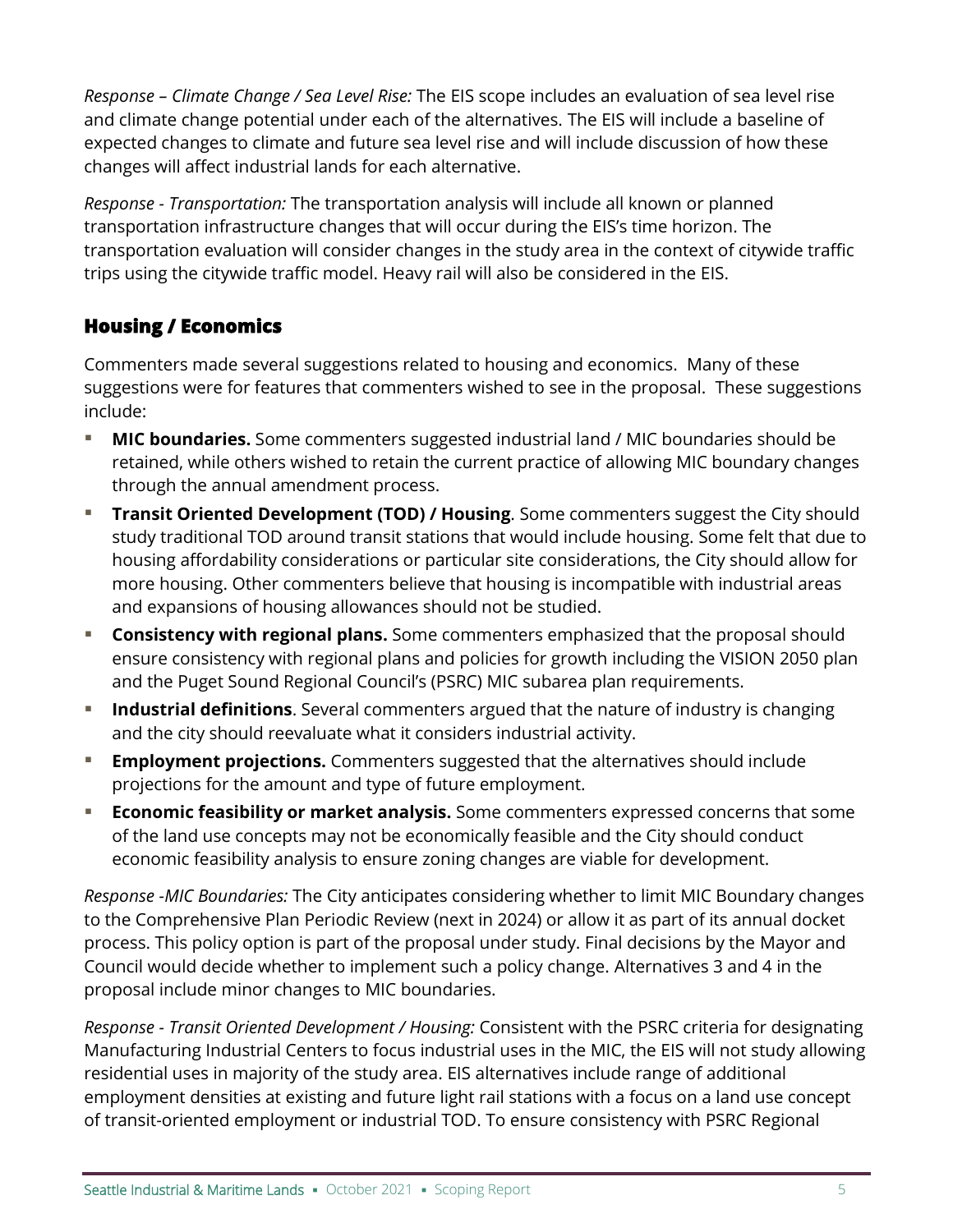*Response – Climate Change / Sea Level Rise:* The EIS scope includes an evaluation of sea level rise and climate change potential under each of the alternatives. The EIS will include a baseline of expected changes to climate and future sea level rise and will include discussion of how these changes will affect industrial lands for each alternative.

*Response - Transportation:* The transportation analysis will include all known or planned transportation infrastructure changes that will occur during the EIS's time horizon. The transportation evaluation will consider changes in the study area in the context of citywide traffic trips using the citywide traffic model. Heavy rail will also be considered in the EIS.

## Housing / Economics

Commenters made several suggestions related to housing and economics. Many of these suggestions were for features that commenters wished to see in the proposal. These suggestions include:

- **MIC boundaries.** Some commenters suggested industrial land / MIC boundaries should be retained, while others wished to retain the current practice of allowing MIC boundary changes through the annual amendment process.
- **Transit Oriented Development (TOD) / Housing**. Some commenters suggest the City should study traditional TOD around transit stations that would include housing. Some felt that due to housing affordability considerations or particular site considerations, the City should allow for more housing. Other commenters believe that housing is incompatible with industrial areas and expansions of housing allowances should not be studied.
- **Consistency with regional plans.** Some commenters emphasized that the proposal should ensure consistency with regional plans and policies for growth including the VISION 2050 plan and the Puget Sound Regional Council's (PSRC) MIC subarea plan requirements.
- **Industrial definitions**. Several commenters argued that the nature of industry is changing and the city should reevaluate what it considers industrial activity.
- **Employment projections.** Commenters suggested that the alternatives should include projections for the amount and type of future employment.
- **Economic feasibility or market analysis.** Some commenters expressed concerns that some of the land use concepts may not be economically feasible and the City should conduct economic feasibility analysis to ensure zoning changes are viable for development.

*Response -MIC Boundaries:* The City anticipates considering whether to limit MIC Boundary changes to the Comprehensive Plan Periodic Review (next in 2024) or allow it as part of its annual docket process. This policy option is part of the proposal under study. Final decisions by the Mayor and Council would decide whether to implement such a policy change. Alternatives 3 and 4 in the proposal include minor changes to MIC boundaries.

*Response - Transit Oriented Development / Housing:* Consistent with the PSRC criteria for designating Manufacturing Industrial Centers to focus industrial uses in the MIC, the EIS will not study allowing residential uses in majority of the study area. EIS alternatives include range of additional employment densities at existing and future light rail stations with a focus on a land use concept of transit-oriented employment or industrial TOD. To ensure consistency with PSRC Regional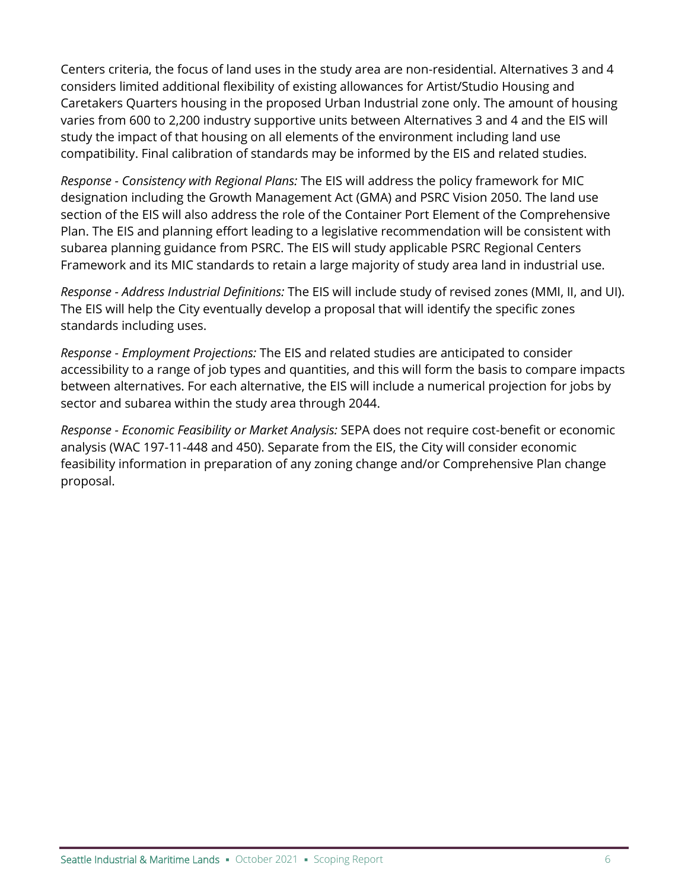Centers criteria, the focus of land uses in the study area are non-residential. Alternatives 3 and 4 considers limited additional flexibility of existing allowances for Artist/Studio Housing and Caretakers Quarters housing in the proposed Urban Industrial zone only. The amount of housing varies from 600 to 2,200 industry supportive units between Alternatives 3 and 4 and the EIS will study the impact of that housing on all elements of the environment including land use compatibility. Final calibration of standards may be informed by the EIS and related studies.

*Response - Consistency with Regional Plans:* The EIS will address the policy framework for MIC designation including the Growth Management Act (GMA) and PSRC Vision 2050. The land use section of the EIS will also address the role of the Container Port Element of the Comprehensive Plan. The EIS and planning effort leading to a legislative recommendation will be consistent with subarea planning guidance from PSRC. The EIS will study applicable PSRC Regional Centers Framework and its MIC standards to retain a large majority of study area land in industrial use.

*Response - Address Industrial Definitions:* The EIS will include study of revised zones (MMI, II, and UI). The EIS will help the City eventually develop a proposal that will identify the specific zones standards including uses.

*Response - Employment Projections:* The EIS and related studies are anticipated to consider accessibility to a range of job types and quantities, and this will form the basis to compare impacts between alternatives. For each alternative, the EIS will include a numerical projection for jobs by sector and subarea within the study area through 2044.

*Response - Economic Feasibility or Market Analysis:* SEPA does not require cost-benefit or economic analysis (WAC 197-11-448 and 450). Separate from the EIS, the City will consider economic feasibility information in preparation of any zoning change and/or Comprehensive Plan change proposal.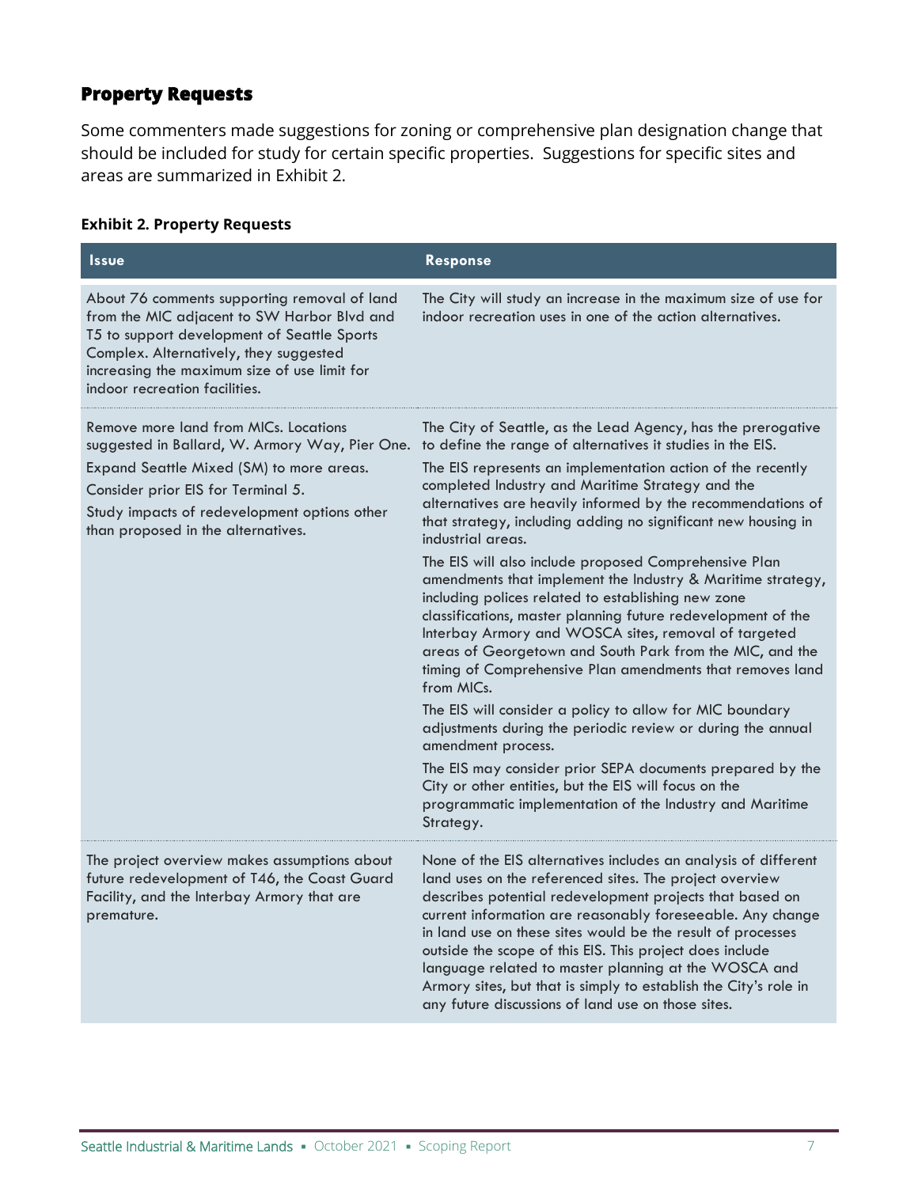## Property Requests

Some commenters made suggestions for zoning or comprehensive plan designation change that should be included for study for certain specific properties. Suggestions for specific sites and areas are summarized in Exhibit 2.

**Exhibit 2. Property Requests**

| Issue | Response |
|---|---|
| About 76 comments supporting removal of land from the MIC adjacent to SW Harbor Blvd and T5 to support development of Seattle Sports Complex. Alternatively, they suggested increasing the maximum size of use limit for indoor recreation facilities. | The City will study an increase in the maximum size of use for indoor recreation uses in one of the action alternatives. |
| Remove more land from MICs. Locations suggested in Ballard, W. Armory Way, Pier One.<br><br>Expand Seattle Mixed (SM) to more areas.<br><br>Consider prior EIS for Terminal 5.<br><br>Study impacts of redevelopment options other than proposed in the alternatives. | The City of Seattle, as the Lead Agency, has the prerogative to define the range of alternatives it studies in the EIS.<br><br>The EIS represents an implementation action of the recently completed Industry and Maritime Strategy and the alternatives are heavily informed by the recommendations of that strategy, including adding no significant new housing in industrial areas.<br><br>The EIS will also include proposed Comprehensive Plan amendments that implement the Industry & Maritime strategy, including polices related to establishing new zone classifications, master planning future redevelopment of the Interbay Armory and WOSCA sites, removal of targeted areas of Georgetown and South Park from the MIC, and the timing of Comprehensive Plan amendments that removes land from MICs.<br><br>The EIS will consider a policy to allow for MIC boundary adjustments during the periodic review or during the annual amendment process.<br><br>The EIS may consider prior SEPA documents prepared by the City or other entities, but the EIS will focus on the programmatic implementation of the Industry and Maritime Strategy. |
| The project overview makes assumptions about future redevelopment of T46, the Coast Guard Facility, and the Interbay Armory that are premature. | None of the EIS alternatives includes an analysis of different land uses on the referenced sites. The project overview describes potential redevelopment projects that based on current information are reasonably foreseeable. Any change in land use on these sites would be the result of processes outside the scope of this EIS. This project does include language related to master planning at the WOSCA and Armory sites, but that is simply to establish the City's role in any future discussions of land use on those sites. |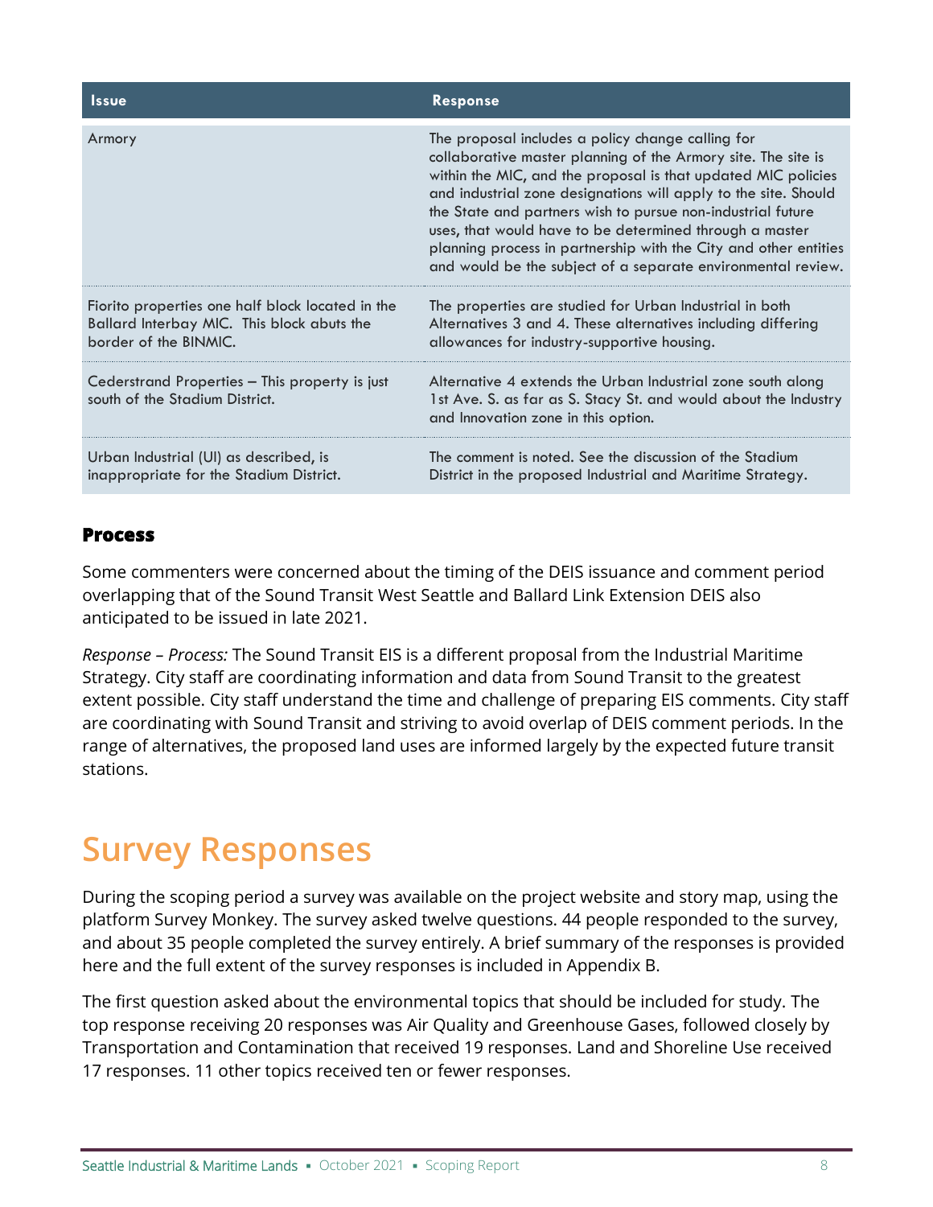| Issue | Response |
|---|---|
| Armory | The proposal includes a policy change calling for collaborative master planning of the Armory site. The site is within the MIC, and the proposal is that updated MIC policies and industrial zone designations will apply to the site. Should the State and partners wish to pursue non-industrial future uses, that would have to be determined through a master planning process in partnership with the City and other entities and would be the subject of a separate environmental review. |
| Fiorito properties one half block located in the Ballard Interbay MIC. This block abuts the border of the BINMIC. | The properties are studied for Urban Industrial in both Alternatives 3 and 4. These alternatives including differing allowances for industry-supportive housing. |
| Cederstrand Properties – This property is just south of the Stadium District. | Alternative 4 extends the Urban Industrial zone south along 1st Ave. S. as far as S. Stacy St. and would about the Industry and Innovation zone in this option. |
| Urban Industrial (UI) as described, is inappropriate for the Stadium District. | The comment is noted. See the discussion of the Stadium District in the proposed Industrial and Maritime Strategy. |

### Process

Some commenters were concerned about the timing of the DEIS issuance and comment period overlapping that of the Sound Transit West Seattle and Ballard Link Extension DEIS also anticipated to be issued in late 2021.

*Response – Process:* The Sound Transit EIS is a different proposal from the Industrial Maritime Strategy. City staff are coordinating information and data from Sound Transit to the greatest extent possible. City staff understand the time and challenge of preparing EIS comments. City staff are coordinating with Sound Transit and striving to avoid overlap of DEIS comment periods. In the range of alternatives, the proposed land uses are informed largely by the expected future transit stations.

## Survey Responses

During the scoping period a survey was available on the project website and story map, using the platform Survey Monkey. The survey asked twelve questions. 44 people responded to the survey, and about 35 people completed the survey entirely. A brief summary of the responses is provided here and the full extent of the survey responses is included in Appendix B.

The first question asked about the environmental topics that should be included for study. The top response receiving 20 responses was Air Quality and Greenhouse Gases, followed closely by Transportation and Contamination that received 19 responses. Land and Shoreline Use received 17 responses. 11 other topics received ten or fewer responses.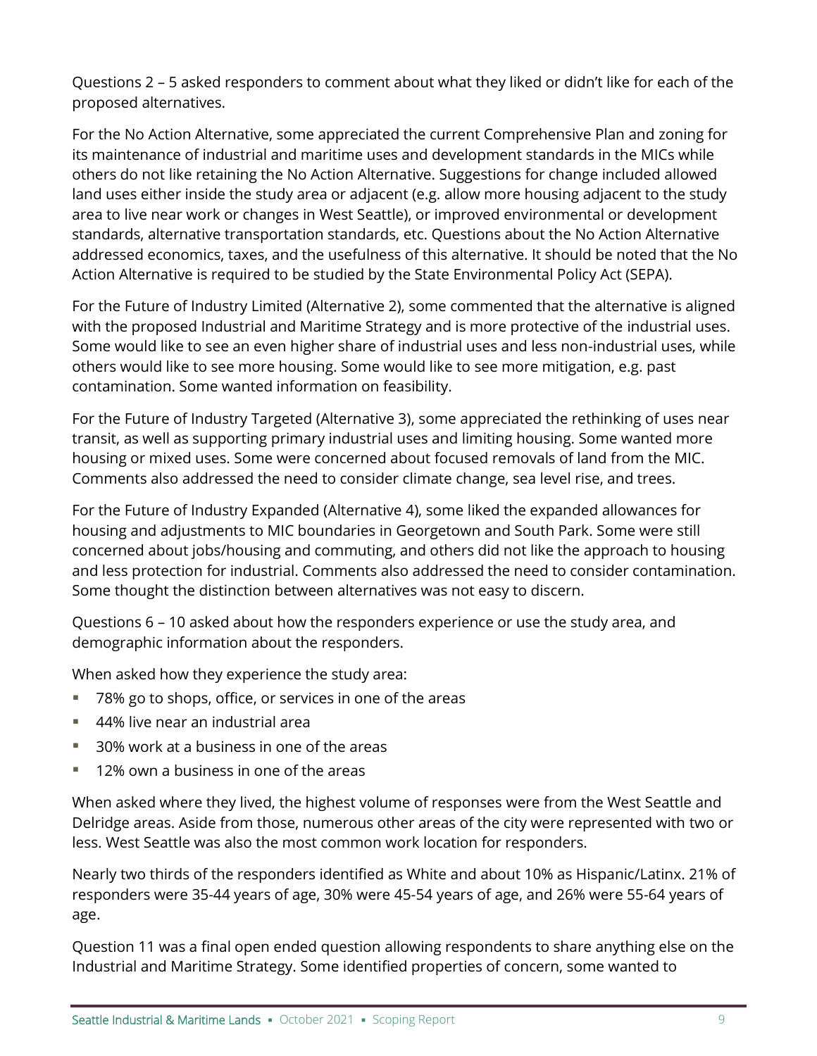Questions 2 – 5 asked responders to comment about what they liked or didn't like for each of the proposed alternatives.

For the No Action Alternative, some appreciated the current Comprehensive Plan and zoning for its maintenance of industrial and maritime uses and development standards in the MICs while others do not like retaining the No Action Alternative. Suggestions for change included allowed land uses either inside the study area or adjacent (e.g. allow more housing adjacent to the study area to live near work or changes in West Seattle), or improved environmental or development standards, alternative transportation standards, etc. Questions about the No Action Alternative addressed economics, taxes, and the usefulness of this alternative. It should be noted that the No Action Alternative is required to be studied by the State Environmental Policy Act (SEPA).

For the Future of Industry Limited (Alternative 2), some commented that the alternative is aligned with the proposed Industrial and Maritime Strategy and is more protective of the industrial uses. Some would like to see an even higher share of industrial uses and less non-industrial uses, while others would like to see more housing. Some would like to see more mitigation, e.g. past contamination. Some wanted information on feasibility.

For the Future of Industry Targeted (Alternative 3), some appreciated the rethinking of uses near transit, as well as supporting primary industrial uses and limiting housing. Some wanted more housing or mixed uses. Some were concerned about focused removals of land from the MIC. Comments also addressed the need to consider climate change, sea level rise, and trees.

For the Future of Industry Expanded (Alternative 4), some liked the expanded allowances for housing and adjustments to MIC boundaries in Georgetown and South Park. Some were still concerned about jobs/housing and commuting, and others did not like the approach to housing and less protection for industrial. Comments also addressed the need to consider contamination. Some thought the distinction between alternatives was not easy to discern.

Questions 6 – 10 asked about how the responders experience or use the study area, and demographic information about the responders.

When asked how they experience the study area:

- 78% go to shops, office, or services in one of the areas
- 44% live near an industrial area
- 30% work at a business in one of the areas
- 12% own a business in one of the areas

When asked where they lived, the highest volume of responses were from the West Seattle and Delridge areas. Aside from those, numerous other areas of the city were represented with two or less. West Seattle was also the most common work location for responders.

Nearly two thirds of the responders identified as White and about 10% as Hispanic/Latinx. 21% of responders were 35-44 years of age, 30% were 45-54 years of age, and 26% were 55-64 years of age.

Question 11 was a final open ended question allowing respondents to share anything else on the Industrial and Maritime Strategy. Some identified properties of concern, some wanted to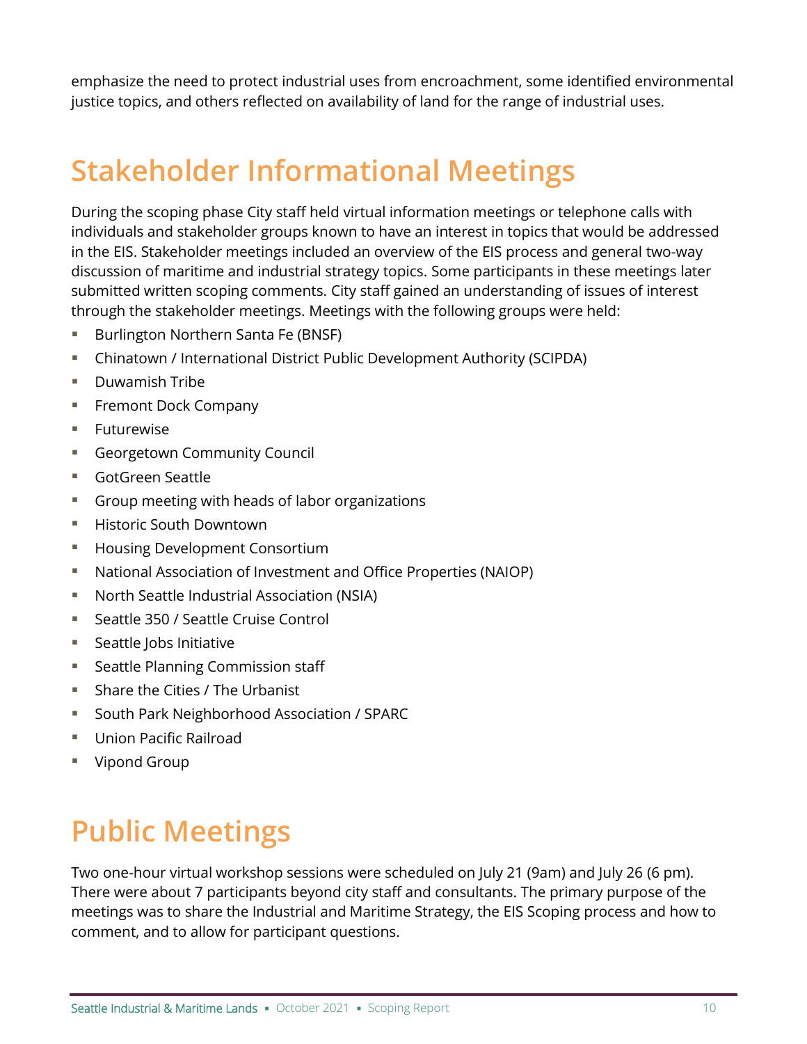emphasize the need to protect industrial uses from encroachment, some identified environmental justice topics, and others reflected on availability of land for the range of industrial uses.

# Stakeholder Informational Meetings

During the scoping phase City staff held virtual information meetings or telephone calls with individuals and stakeholder groups known to have an interest in topics that would be addressed in the EIS. Stakeholder meetings included an overview of the EIS process and general two-way discussion of maritime and industrial strategy topics. Some participants in these meetings later submitted written scoping comments. City staff gained an understanding of issues of interest through the stakeholder meetings. Meetings with the following groups were held:

- Burlington Northern Santa Fe (BNSF)
- Chinatown / International District Public Development Authority (SCIPDA)
- Duwamish Tribe
- Fremont Dock Company
- Futurewise
- Georgetown Community Council
- GotGreen Seattle
- Group meeting with heads of labor organizations
- Historic South Downtown
- Housing Development Consortium
- National Association of Investment and Office Properties (NAIOP)
- North Seattle Industrial Association (NSIA)
- Seattle 350 / Seattle Cruise Control
- Seattle Jobs Initiative
- Seattle Planning Commission staff
- Share the Cities / The Urbanist
- South Park Neighborhood Association / SPARC
- Union Pacific Railroad
- Vipond Group

# Public Meetings

Two one-hour virtual workshop sessions were scheduled on July 21 (9am) and July 26 (6 pm). There were about 7 participants beyond city staff and consultants. The primary purpose of the meetings was to share the Industrial and Maritime Strategy, the EIS Scoping process and how to comment, and to allow for participant questions.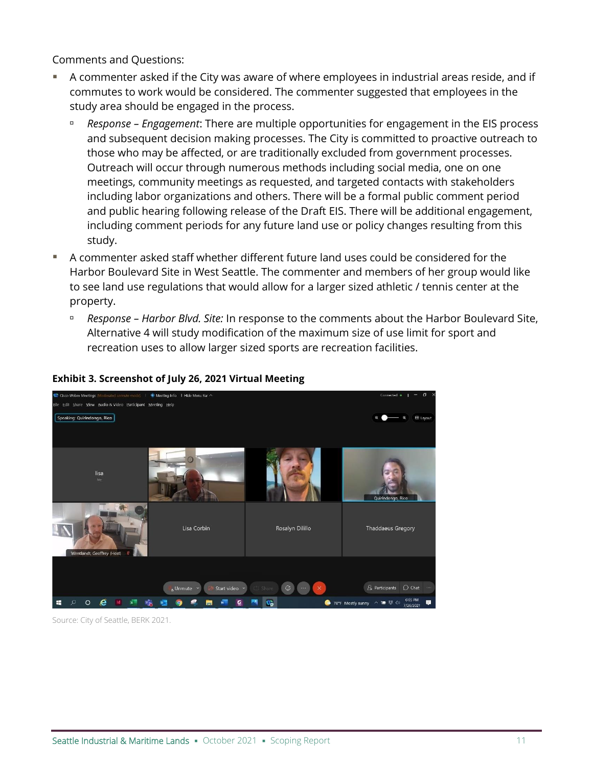Comments and Questions:

- A commenter asked if the City was aware of where employees in industrial areas reside, and if commutes to work would be considered. The commenter suggested that employees in the study area should be engaged in the process.
  - *Response – Engagement*: There are multiple opportunities for engagement in the EIS process and subsequent decision making processes. The City is committed to proactive outreach to those who may be affected, or are traditionally excluded from government processes. Outreach will occur through numerous methods including social media, one on one meetings, community meetings as requested, and targeted contacts with stakeholders including labor organizations and others. There will be a formal public comment period and public hearing following release of the Draft EIS. There will be additional engagement, including comment periods for any future land use or policy changes resulting from this study.
- A commenter asked staff whether different future land uses could be considered for the Harbor Boulevard Site in West Seattle. The commenter and members of her group would like to see land use regulations that would allow for a larger sized athletic / tennis center at the property.
  - *Response – Harbor Blvd. Site:* In response to the comments about the Harbor Boulevard Site, Alternative 4 will study modification of the maximum size of use limit for sport and recreation uses to allow larger sized sports are recreation facilities.

**Exhibit 3. Screenshot of July 26, 2021 Virtual Meeting**

Source: City of Seattle, BERK 2021.